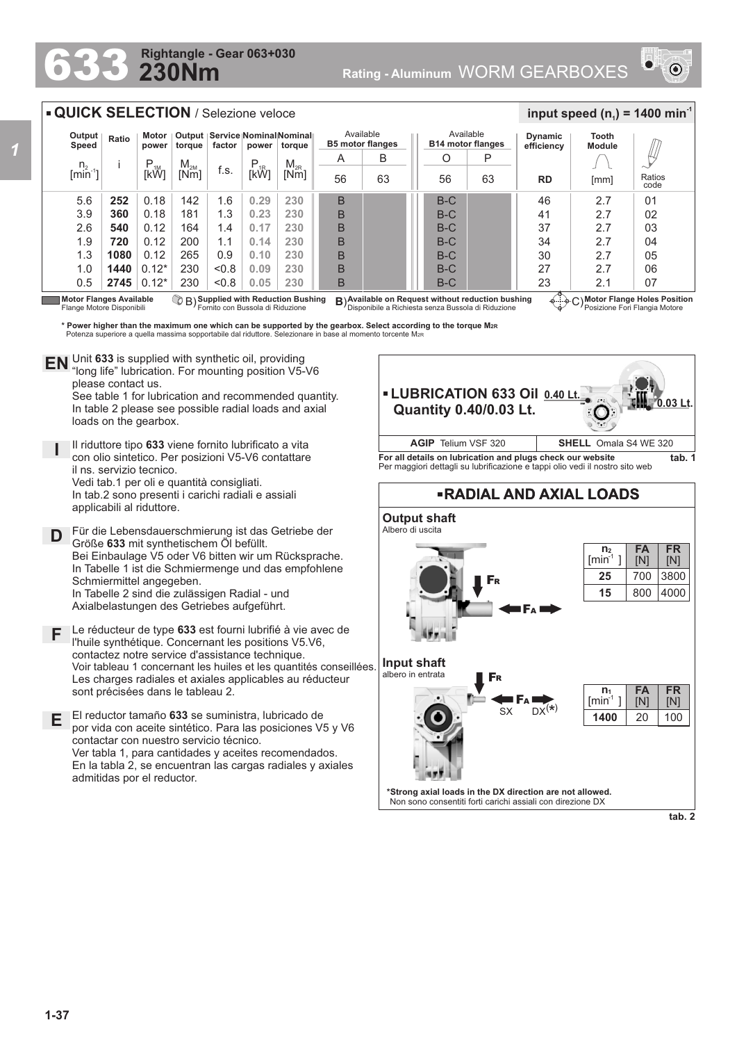# 633 230Nm Rightangle - Gear 063+030

**Rating - Aluminum** WORM GEARBOXES

## QUICK SELECTION / Selezione veloce

**input speed ($n_1$) = 1400 min$^{-1}$**

| Output Speed | Ratio | Motor power | Output torque | Service factor | Nominal power | Nominal torque | Available B5 motor flanges | | Available B14 motor flanges | | Dynamic efficiency | Tooth Module | |
|---|---|---|---|---|---|---|---|---|---|---|---|---|---|
| | | | | | | | A | B | O | P | | | |
| $n_2$ [min$^{-1}$] | i | $P_{1M}$ [kW] | $M_{2M}$ [Nm] | f.s. | $P_{1R}$ [kW] | $M_{2R}$ [Nm] | 56 | 63 | 56 | 63 | RD | [mm] | Ratios code |
| 5.6 | **252** | 0.18 | 142 | 1.6 | **0.29** | **230** | B | | B-C | | 46 | 2.7 | 01 |
| 3.9 | **360** | 0.18 | 181 | 1.3 | **0.23** | **230** | B | | B-C | | 41 | 2.7 | 02 |
| 2.6 | **540** | 0.12 | 164 | 1.4 | **0.17** | **230** | B | | B-C | | 37 | 2.7 | 03 |
| 1.9 | **720** | 0.12 | 200 | 1.1 | **0.14** | **230** | B | | B-C | | 34 | 2.7 | 04 |
| 1.3 | **1080** | 0.12 | 265 | 0.9 | **0.10** | **230** | B | | B-C | | 30 | 2.7 | 05 |
| 1.0 | **1440** | 0.12* | 230 | <0.8 | **0.09** | **230** | B | | B-C | | 27 | 2.7 | 06 |
| 0.5 | **2745** | 0.12* | 230 | <0.8 | **0.05** | **230** | B | | B-C | | 23 | 2.1 | 07 |

**Motor Flanges Available** Flange Motore Disponibili — B) **Supplied with Reduction Bushing** Fornito con Bussola di Riduzione — B) **Available on Request without reduction bushing** Disponibile a Richiesta senza Bussola di Riduzione — C) **Motor Flange Holes Position** Posizione Fori Flangia Motore

**\* Power higher than the maximum one which can be supported by the gearbox. Select according to the torque $M_{2R}$**
Potenza superiore a quella massima sopportabile dal riduttore. Selezionare in base al momento torcente $M_{2R}$

**EN** Unit **633** is supplied with synthetic oil, providing "long life" lubrication. For mounting position V5-V6 please contact us.
See table 1 for lubrication and recommended quantity.
In table 2 please see possible radial loads and axial loads on the gearbox.

**I** Il riduttore tipo **633** viene fornito lubrificato a vita con olio sintetico. Per posizioni V5-V6 contattare il ns. servizio tecnico.
Vedi tab.1 per oli e quantità consigliati.
In tab.2 sono presenti i carichi radiali e assiali applicabili al riduttore.

**D** Für die Lebensdauerschmierung ist das Getriebe der Größe **633** mit synthetischem Öl befüllt.
Bei Einbaulage V5 oder V6 bitten wir um Rücksprache.
In Tabelle 1 ist die Schmiermenge und das empfohlene Schmiermittel angegeben.
In Tabelle 2 sind die zulässigen Radial - und Axialbelastungen des Getriebes aufgeführt.

**F** Le réducteur de type **633** est fourni lubrifié à vie avec de l'huile synthétique. Concernant les positions V5.V6, contactez notre service d'assistance technique.
Voir tableau 1 concernant les huiles et les quantités conseillées.
Les charges radiales et axiales applicables au réducteur sont précisées dans le tableau 2.

**E** El reductor tamaño **633** se suministra, lubricado de por vida con aceite sintético. Para las posiciones V5 y V6 contactar con nuestro servicio técnico.
Ver tabla 1, para cantidades y aceites recomendados.
En la tabla 2, se encuentran las cargas radiales y axiales admitidas por el reductor.

## LUBRICATION 633 Oil Quantity 0.40/0.03 Lt.

0.40 Lt. — 0.03 Lt.

| AGIP Telium VSF 320 | SHELL Omala S4 WE 320 |
|---|---|

**For all details on lubrication and plugs check our website** **tab. 1**
Per maggiori dettagli su lubrificazione e tappi olio vedi il nostro sito web

## RADIAL AND AXIAL LOADS

**Output shaft**
Albero di uscita

| $n_2$ [min$^{-1}$] | FA [N] | FR [N] |
|---|---|---|
| **25** | 700 | 3800 |
| **15** | 800 | 4000 |

**Input shaft**
albero in entrata

SX DX(*)

| $n_1$ [min$^{-1}$] | FA [N] | FR [N] |
|---|---|---|
| **1400** | 20 | 100 |

**\*Strong axial loads in the DX direction are not allowed.**
Non sono consentiti forti carichi assiali con direzione DX

**tab. 2**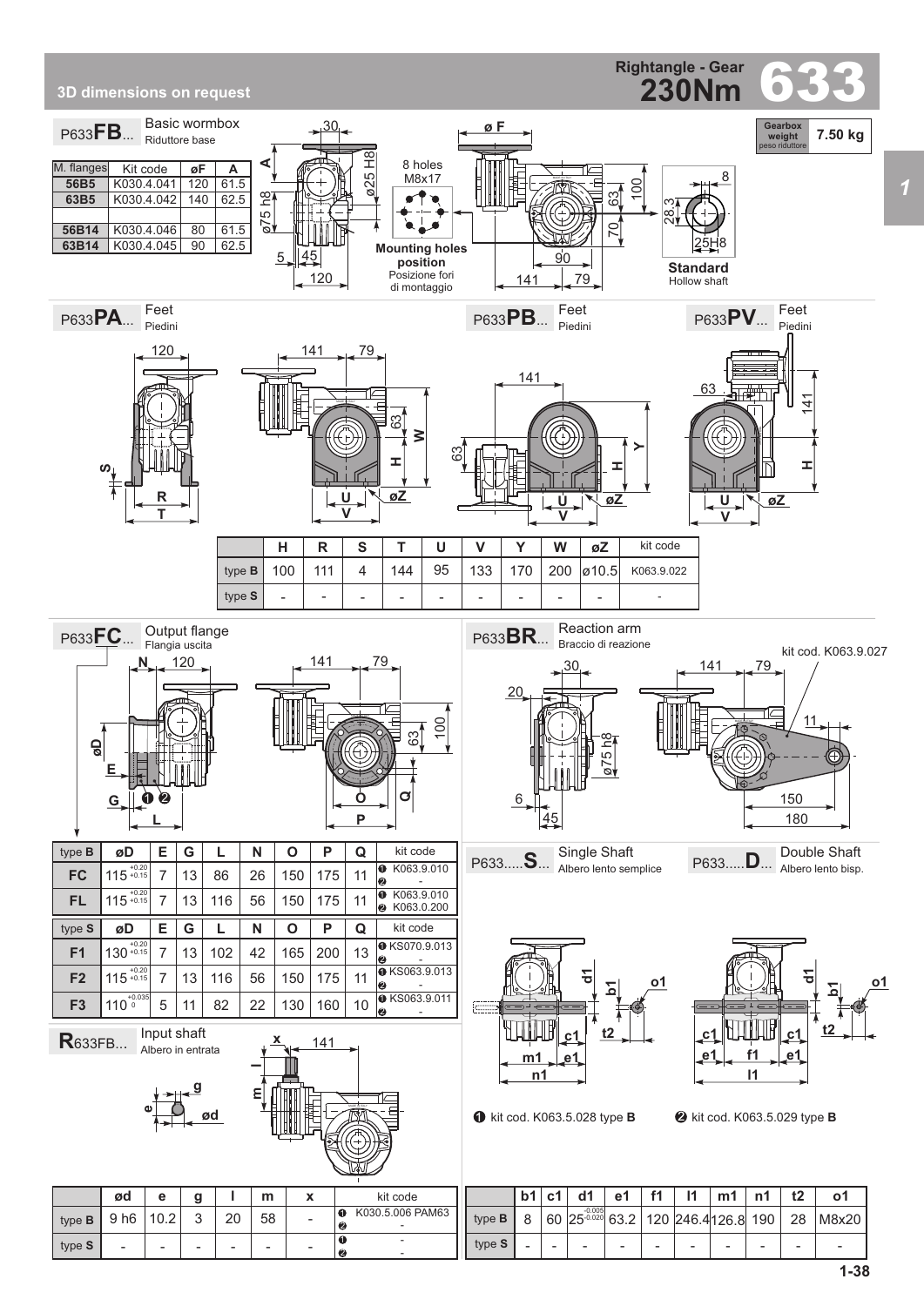3D dimensions on request

Rightangle - Gear
**230Nm** **633**

P633**FB**... Basic wormbox
Riduttore base

| M. flanges | Kit code | øF | A |
|---|---|---|---|
| **56B5** | K030.4.041 | 120 | 61.5 |
| **63B5** | K030.4.042 | 140 | 62.5 |
| | | | |
| **56B14** | K030.4.046 | 80 | 61.5 |
| **63B14** | K030.4.045 | 90 | 62.5 |

30 A ø25 H8 ø75 h8 5 45 120

8 holes
M8x17

**Mounting holes position**
Posizione fori di montaggio

ø F 100 63 70 90 141 79

8 28.3 25H8

**Standard**
Hollow shaft

| Gearbox weight / peso riduttore | 7.50 kg |
|---|---|

P633**PA**... Feet
Piedini

P633**PB**... Feet
Piedini

P633**PV**... Feet
Piedini

| | H | R | S | T | U | V | Y | W | øZ | kit code |
|---|---|---|---|---|---|---|---|---|---|---|
| type **B** | 100 | 111 | 4 | 144 | 95 | 133 | 170 | 200 | ø10.5 | K063.9.022 |
| type **S** | - | - | - | - | - | - | - | - | - | - |

P633**FC**... Output flange
Flangia uscita

| type **B** | øD | E | G | L | N | O | P | Q | kit code |
|---|---|---|---|---|---|---|---|---|---|
| **FC** | 115 $^{+0.20}_{+0.15}$ | 7 | 13 | 86 | 26 | 150 | 175 | 11 | ❶ K063.9.010 ❷ - |
| **FL** | 115 $^{+0.20}_{+0.15}$ | 7 | 13 | 116 | 56 | 150 | 175 | 11 | ❶ K063.9.010 ❷ K063.0.200 |

| type **S** | øD | E | G | L | N | O | P | Q | kit code |
|---|---|---|---|---|---|---|---|---|---|
| **F1** | 130 $^{+0.20}_{+0.15}$ | 7 | 13 | 102 | 42 | 165 | 200 | 13 | ❶ KS070.9.013 ❷ - |
| **F2** | 115 $^{+0.20}_{+0.15}$ | 7 | 13 | 116 | 56 | 150 | 175 | 11 | ❶ KS063.9.013 ❷ - |
| **F3** | 110 $^{+0.035}_{0}$ | 5 | 11 | 82 | 22 | 130 | 160 | 10 | ❶ KS063.9.011 ❷ - |

P633**BR**... Reaction arm
Braccio di reazione

kit cod. K063.9.027

30 20 ø75 h8 6 45 141 79 11 150 180

P633.....**S**... Single Shaft
Albero lento semplice

P633.....**D**... Double Shaft
Albero lento bisp.

❶ kit cod. K063.5.028 type **B** ❷ kit cod. K063.5.029 type **B**

**R**633FB... Input shaft
Albero in entrata

| | ød | e | g | l | m | x | kit code |
|---|---|---|---|---|---|---|---|
| type **B** | 9 h6 | 10.2 | 3 | 20 | 58 | - | ❶ K030.5.006 PAM63 ❷ - |
| type **S** | - | - | - | - | - | - | ❶ - ❷ - |

| | b1 | c1 | d1 | e1 | f1 | l1 | m1 | n1 | t2 | o1 |
|---|---|---|---|---|---|---|---|---|---|---|
| type **B** | 8 | 60 | 25 $^{-0.005}_{-0.020}$ | 63.2 | 120 | 246.4 | 126.8 | 190 | 28 | M8x20 |
| type **S** | - | - | - | - | - | - | - | - | - | - |